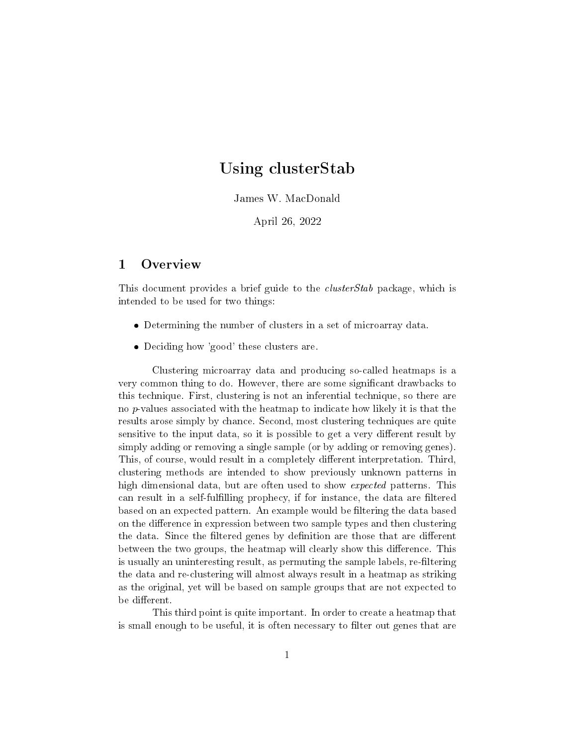# Using clusterStab

James W. MacDonald

April 26, 2022

## 1 Overview

This document provides a brief guide to the *clusterStab* package, which is intended to be used for two things:

- Determining the number of clusters in a set of microarray data.
- Deciding how 'good' these clusters are.

Clustering microarray data and producing so-called heatmaps is a very common thing to do. However, there are some significant drawbacks to this technique. First, clustering is not an inferential technique, so there are no *p*-values associated with the heatmap to indicate how likely it is that the results arose simply by chance. Second, most clustering techniques are quite sensitive to the input data, so it is possible to get a very different result by simply adding or removing a single sample (or by adding or removing genes). This, of course, would result in a completely different interpretation. Third, clustering methods are intended to show previously unknown patterns in high dimensional data, but are often used to show *expected* patterns. This can result in a self-fulfilling prophecy, if for instance, the data are filtered based on an expected pattern. An example would be filtering the data based on the difference in expression between two sample types and then clustering the data. Since the filtered genes by definition are those that are different between the two groups, the heatmap will clearly show this difference. This is usually an uninteresting result, as permuting the sample labels, re-filtering the data and re-clustering will almost always result in a heatmap as striking as the original, yet will be based on sample groups that are not expected to be different.

This third point is quite important. In order to create a heatmap that is small enough to be useful, it is often necessary to filter out genes that are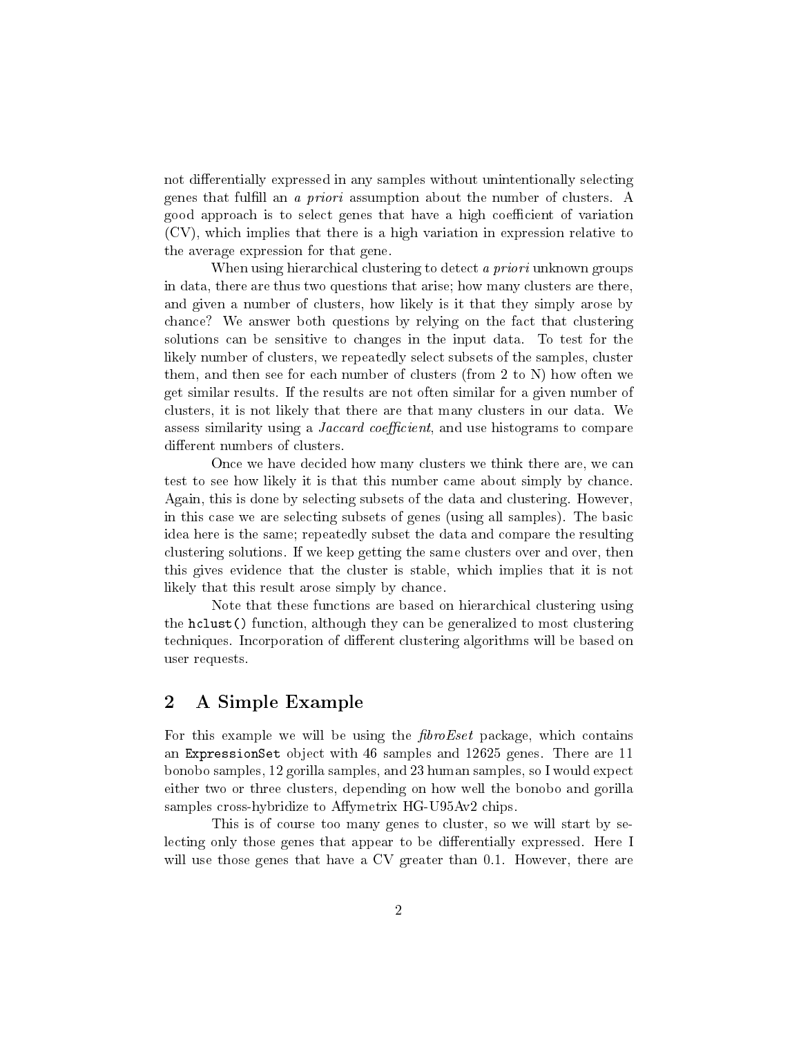not differentially expressed in any samples without unintentionally selecting genes that fulfill an *a priori* assumption about the number of clusters. A good approach is to select genes that have a high coefficient of variation (CV), which implies that there is a high variation in expression relative to the average expression for that gene.

When using hierarchical clustering to detect *a priori* unknown groups in data, there are thus two questions that arise; how many clusters are there, and given a number of clusters, how likely is it that they simply arose by chance? We answer both questions by relying on the fact that clustering solutions can be sensitive to changes in the input data. To test for the likely number of clusters, we repeatedly select subsets of the samples, cluster them, and then see for each number of clusters (from 2 to N) how often we get similar results. If the results are not often similar for a given number of clusters, it is not likely that there are that many clusters in our data. We assess similarity using a *Jaccard coefficient*, and use histograms to compare different numbers of clusters.

Once we have decided how many clusters we think there are, we can test to see how likely it is that this number came about simply by chance. Again, this is done by selecting subsets of the data and clustering. However, in this case we are selecting subsets of genes (using all samples). The basic idea here is the same; repeatedly subset the data and compare the resulting clustering solutions. If we keep getting the same clusters over and over, then this gives evidence that the cluster is stable, which implies that it is not likely that this result arose simply by chance.

Note that these functions are based on hierarchical clustering using the `hclust()` function, although they can be generalized to most clustering techniques. Incorporation of different clustering algorithms will be based on user requests.

## 2 A Simple Example

For this example we will be using the *fibroEset* package, which contains an `ExpressionSet` object with 46 samples and 12625 genes. There are 11 bonobo samples, 12 gorilla samples, and 23 human samples, so I would expect either two or three clusters, depending on how well the bonobo and gorilla samples cross-hybridize to Affymetrix HG-U95Av2 chips.

This is of course too many genes to cluster, so we will start by selecting only those genes that appear to be differentially expressed. Here I will use those genes that have a CV greater than 0.1. However, there are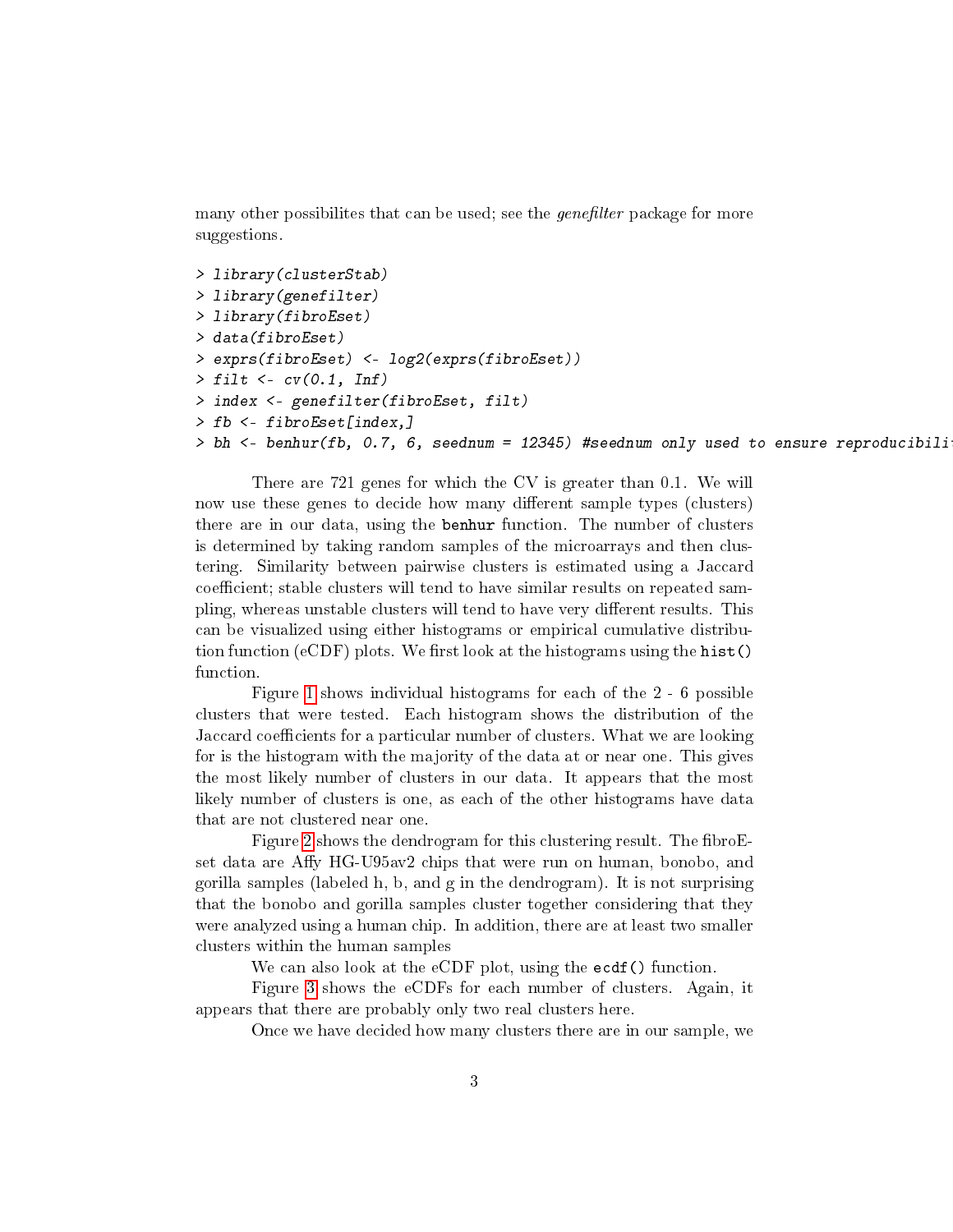many other possibilites that can be used; see the *genefilter* package for more suggestions.

```
> library(clusterStab)
> library(genefilter)
> library(fibroEset)
> data(fibroEset)
> exprs(fibroEset) <- log2(exprs(fibroEset))
> filt <- cv(0.1, Inf)
> index <- genefilter(fibroEset, filt)
> fb <- fibroEset[index,]
> bh <- benhur(fb, 0.7, 6, seednum = 12345) #seednum only used to ensure reproducibili
```

There are 721 genes for which the CV is greater than 0.1. We will now use these genes to decide how many different sample types (clusters) there are in our data, using the `benhur` function. The number of clusters is determined by taking random samples of the microarrays and then clustering. Similarity between pairwise clusters is estimated using a Jaccard coefficient; stable clusters will tend to have similar results on repeated sampling, whereas unstable clusters will tend to have very different results. This can be visualized using either histograms or empirical cumulative distribution function (eCDF) plots. We first look at the histograms using the `hist()` function.

Figure 1 shows individual histograms for each of the 2 - 6 possible clusters that were tested. Each histogram shows the distribution of the Jaccard coefficients for a particular number of clusters. What we are looking for is the histogram with the majority of the data at or near one. This gives the most likely number of clusters in our data. It appears that the most likely number of clusters is one, as each of the other histograms have data that are not clustered near one.

Figure 2 shows the dendrogram for this clustering result. The fibroEset data are Affy HG-U95av2 chips that were run on human, bonobo, and gorilla samples (labeled h, b, and g in the dendrogram). It is not surprising that the bonobo and gorilla samples cluster together considering that they were analyzed using a human chip. In addition, there are at least two smaller clusters within the human samples

We can also look at the eCDF plot, using the `ecdf()` function.

Figure 3 shows the eCDFs for each number of clusters. Again, it appears that there are probably only two real clusters here.

Once we have decided how many clusters there are in our sample, we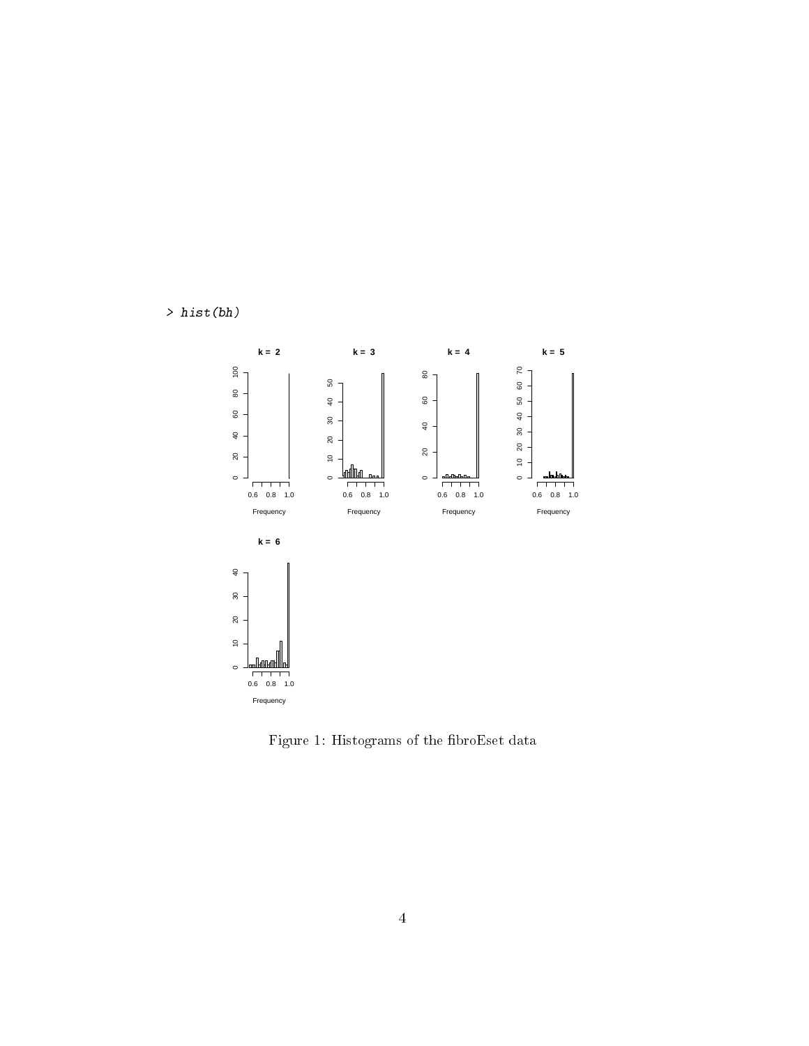```
> hist(bh)
```

Figure 1: Histograms of the fibroEset data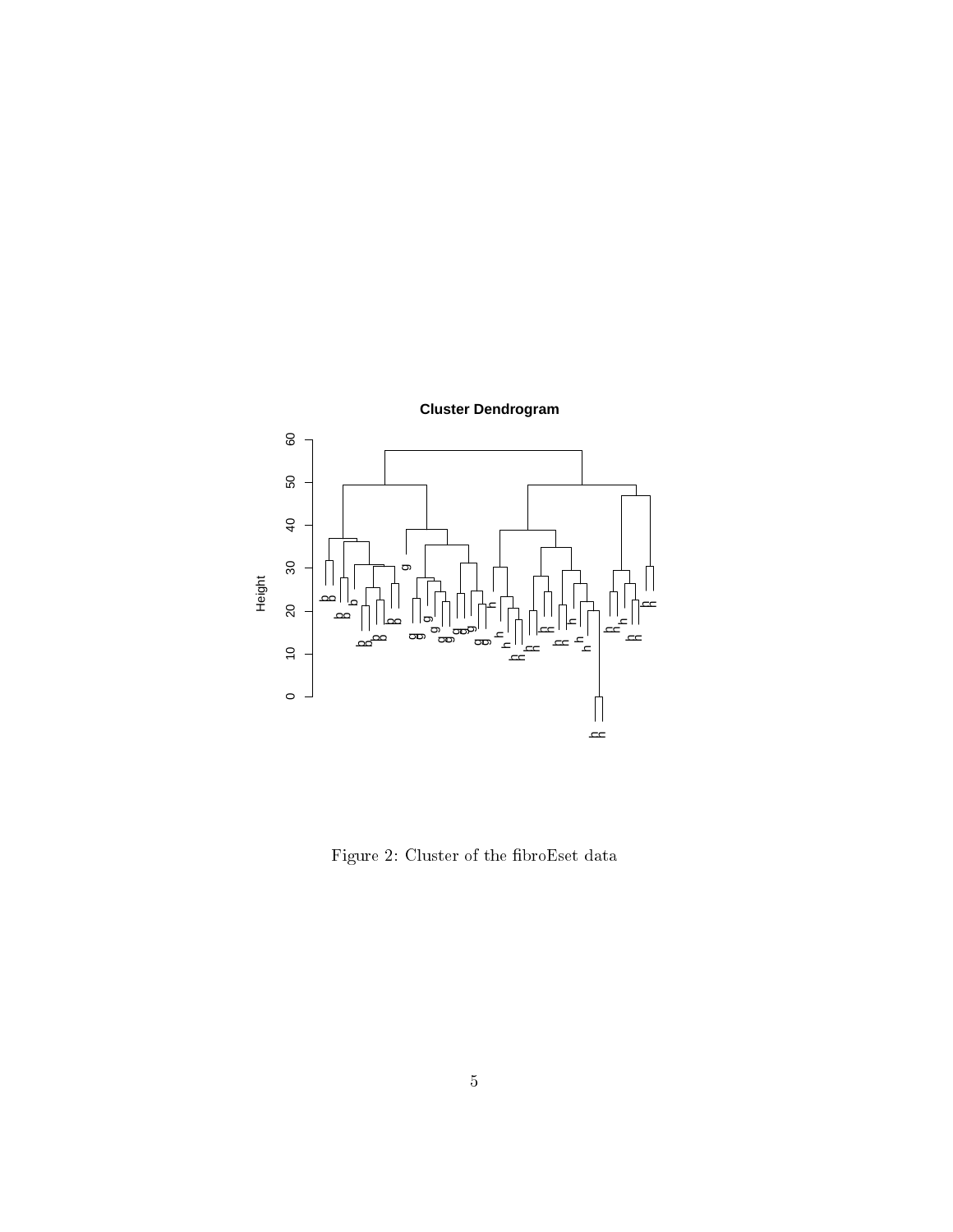Figure 2: Cluster of the fibroEset data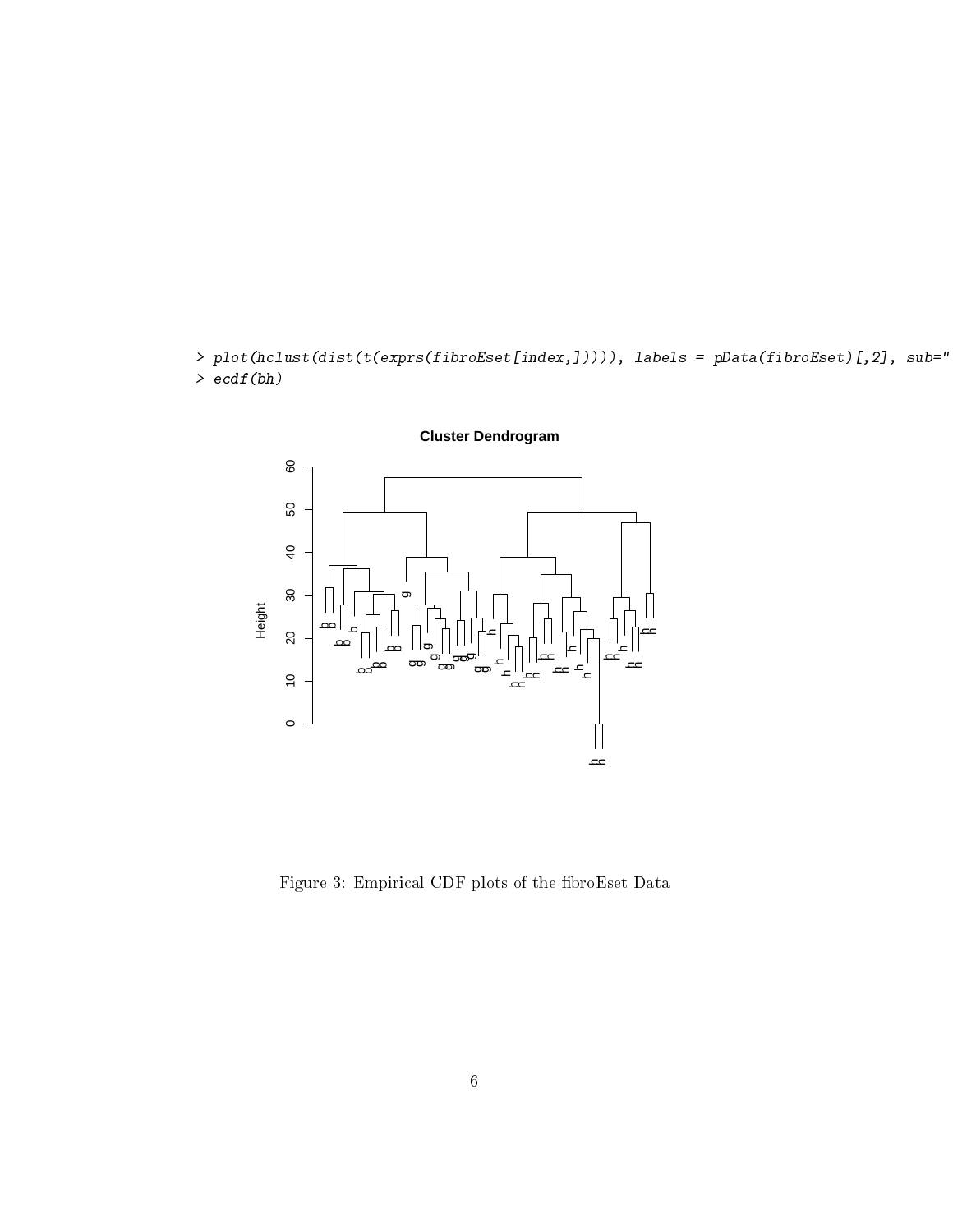```
> plot(hclust(dist(t(exprs(fibroEset[index,])))), labels = pData(fibroEset)[,2], sub="
> ecdf(bh)
```

Figure 3: Empirical CDF plots of the fibroEset Data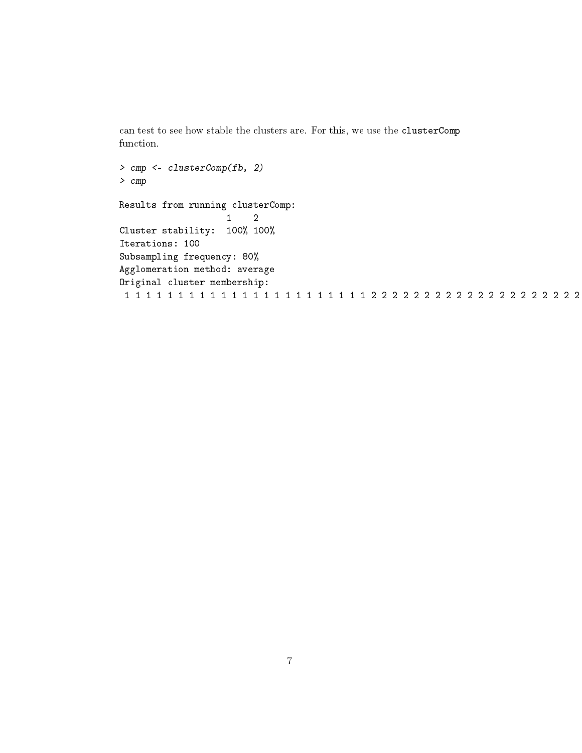can test to see how stable the clusters are. For this, we use the `clusterComp` function.

```
> cmp <- clusterComp(fb, 2)
> cmp

Results from running clusterComp:
                   1    2
Cluster stability:  100% 100%
Iterations: 100
Subsampling frequency: 80%
Agglomeration method: average
Original cluster membership:
 1 1 1 1 1 1 1 1 1 1 1 1 1 1 1 1 1 1 1 1 1 1 1 1 1 2 2 2 2 2 2 2 2 2 2 2 2 2 2 2 2 2 2 2 2 2 2
```